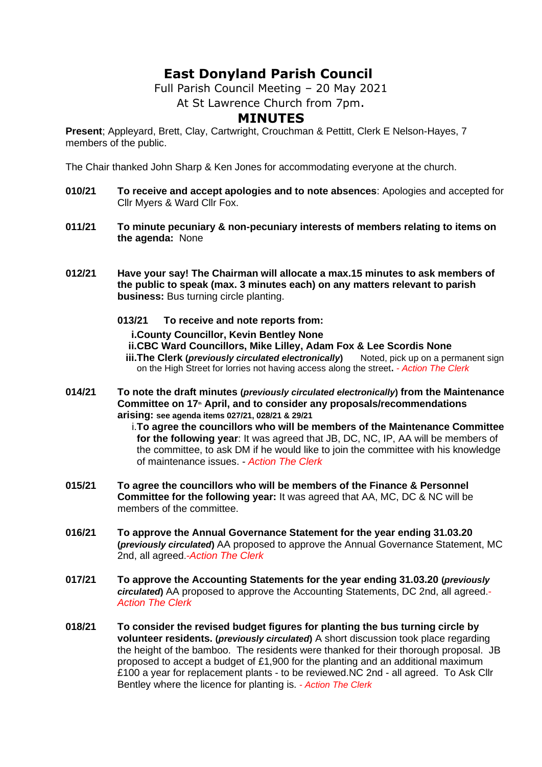# East Donyland Parish Council

Full Parish Council Meeting – 20 May 2021

At St Lawrence Church from 7pm.

## MINUTES

**Present**; Appleyard, Brett, Clay, Cartwright, Crouchman & Pettitt, Clerk E Nelson-Hayes, 7 members of the public.

The Chair thanked John Sharp & Ken Jones for accommodating everyone at the church.

**010/21** **To receive and accept apologies and to note absences**: Apologies and accepted for Cllr Myers & Ward Cllr Fox.

**011/21** **To minute pecuniary & non-pecuniary interests of members relating to items on the agenda:** None

**012/21** **Have your say! The Chairman will allocate a max.15 minutes to ask members of the public to speak (max. 3 minutes each) on any matters relevant to parish business:** Bus turning circle planting.

**013/21** **To receive and note reports from:**

**i. County Councillor, Kevin Bentley None**

**ii. CBC Ward Councillors, Mike Lilley, Adam Fox & Lee Scordis None**

**iii. The Clerk (*previously circulated electronically*)** Noted, pick up on a permanent sign on the High Street for lorries not having access along the street. - *Action The Clerk*

**014/21** **To note the draft minutes (*previously circulated electronically*) from the Maintenance Committee on 17th April, and to consider any proposals/recommendations arising: see agenda items 027/21, 028/21 & 29/21**

i. **To agree the councillors who will be members of the Maintenance Committee for the following year**: It was agreed that JB, DC, NC, IP, AA will be members of the committee, to ask DM if he would like to join the committee with his knowledge of maintenance issues. - *Action The Clerk*

**015/21** **To agree the councillors who will be members of the Finance & Personnel Committee for the following year:** It was agreed that AA, MC, DC & NC will be members of the committee.

**016/21** **To approve the Annual Governance Statement for the year ending 31.03.20 (*previously circulated*)** AA proposed to approve the Annual Governance Statement, MC 2nd, all agreed.-*Action The Clerk*

**017/21** **To approve the Accounting Statements for the year ending 31.03.20 (*previously circulated*)** AA proposed to approve the Accounting Statements, DC 2nd, all agreed.-*Action The Clerk*

**018/21** **To consider the revised budget figures for planting the bus turning circle by volunteer residents. (*previously circulated*)** A short discussion took place regarding the height of the bamboo. The residents were thanked for their thorough proposal. JB proposed to accept a budget of £1,900 for the planting and an additional maximum £100 a year for replacement plants - to be reviewed.NC 2nd - all agreed. To Ask Cllr Bentley where the licence for planting is. - *Action The Clerk*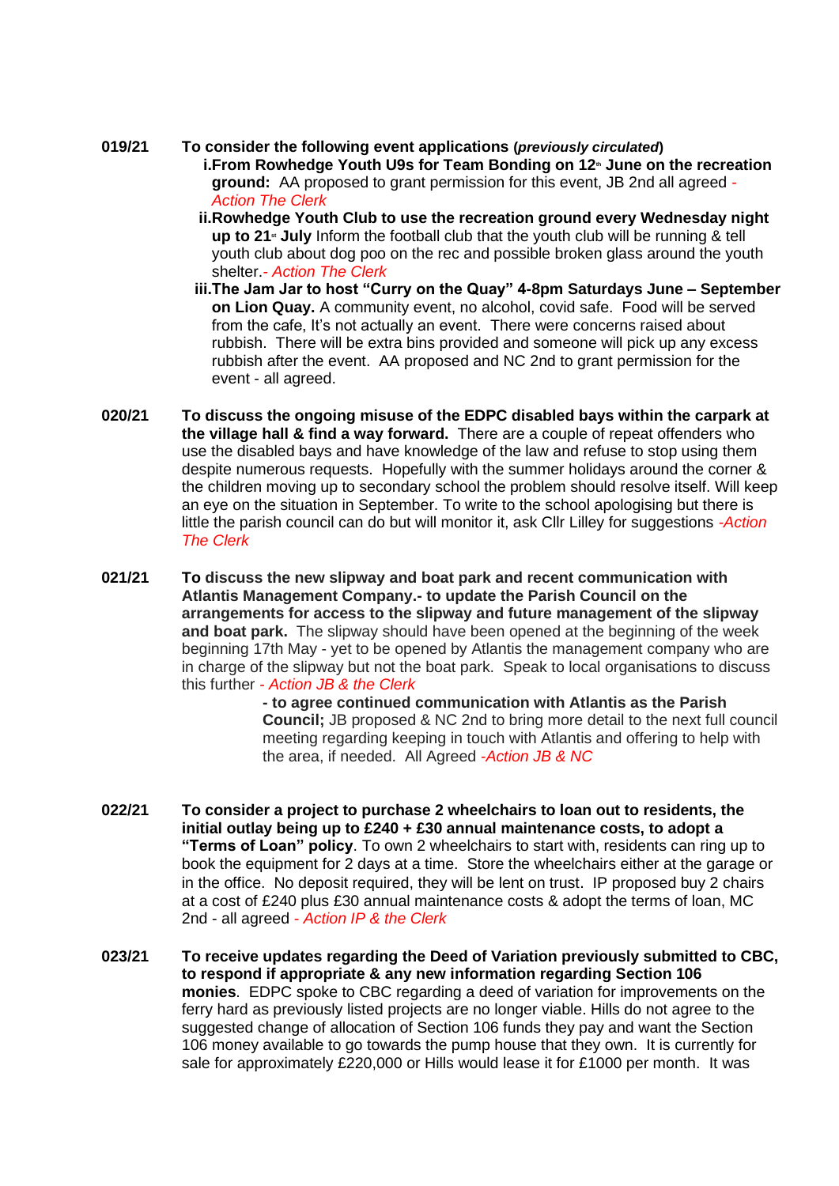**019/21 To consider the following event applications (*previously circulated*)**

i. **From Rowhedge Youth U9s for Team Bonding on 12th June on the recreation ground:** AA proposed to grant permission for this event, JB 2nd all agreed - *Action The Clerk*

ii. **Rowhedge Youth Club to use the recreation ground every Wednesday night up to 21st July** Inform the football club that the youth club will be running & tell youth club about dog poo on the rec and possible broken glass around the youth shelter.- *Action The Clerk*

iii. **The Jam Jar to host "Curry on the Quay" 4-8pm Saturdays June – September on Lion Quay.** A community event, no alcohol, covid safe. Food will be served from the cafe, It's not actually an event. There were concerns raised about rubbish. There will be extra bins provided and someone will pick up any excess rubbish after the event. AA proposed and NC 2nd to grant permission for the event - all agreed.

**020/21 To discuss the ongoing misuse of the EDPC disabled bays within the carpark at the village hall & find a way forward.** There are a couple of repeat offenders who use the disabled bays and have knowledge of the law and refuse to stop using them despite numerous requests. Hopefully with the summer holidays around the corner & the children moving up to secondary school the problem should resolve itself. Will keep an eye on the situation in September. To write to the school apologising but there is little the parish council can do but will monitor it, ask Cllr Lilley for suggestions *-Action The Clerk*

**021/21 To discuss the new slipway and boat park and recent communication with Atlantis Management Company.- to update the Parish Council on the arrangements for access to the slipway and future management of the slipway and boat park.** The slipway should have been opened at the beginning of the week beginning 17th May - yet to be opened by Atlantis the management company who are in charge of the slipway but not the boat park. Speak to local organisations to discuss this further *- Action JB & the Clerk*

**- to agree continued communication with Atlantis as the Parish Council;** JB proposed & NC 2nd to bring more detail to the next full council meeting regarding keeping in touch with Atlantis and offering to help with the area, if needed. All Agreed *-Action JB & NC*

**022/21 To consider a project to purchase 2 wheelchairs to loan out to residents, the initial outlay being up to £240 + £30 annual maintenance costs, to adopt a "Terms of Loan" policy**. To own 2 wheelchairs to start with, residents can ring up to book the equipment for 2 days at a time. Store the wheelchairs either at the garage or in the office. No deposit required, they will be lent on trust. IP proposed buy 2 chairs at a cost of £240 plus £30 annual maintenance costs & adopt the terms of loan, MC 2nd - all agreed *- Action IP & the Clerk*

**023/21 To receive updates regarding the Deed of Variation previously submitted to CBC, to respond if appropriate & any new information regarding Section 106 monies**. EDPC spoke to CBC regarding a deed of variation for improvements on the ferry hard as previously listed projects are no longer viable. Hills do not agree to the suggested change of allocation of Section 106 funds they pay and want the Section 106 money available to go towards the pump house that they own. It is currently for sale for approximately £220,000 or Hills would lease it for £1000 per month. It was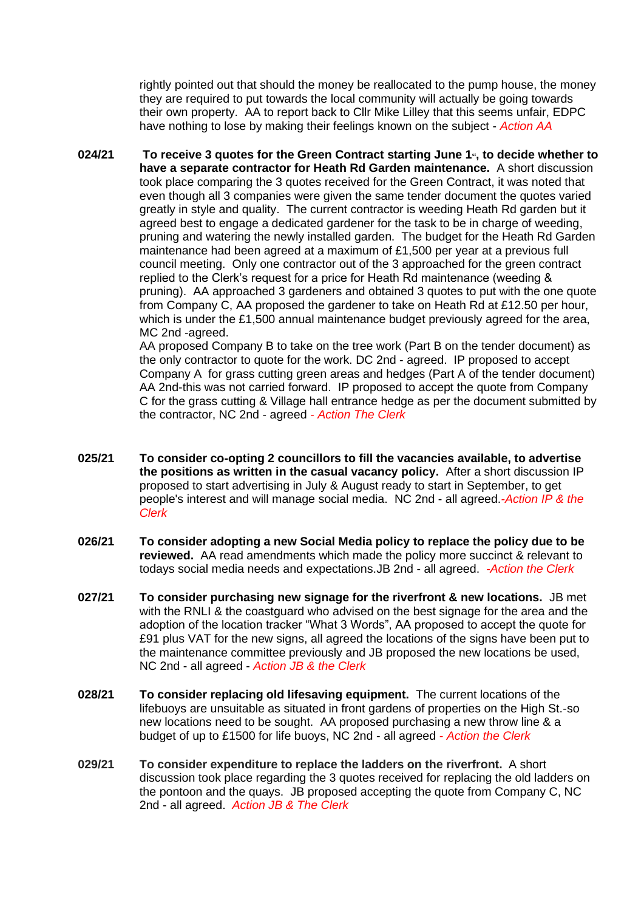rightly pointed out that should the money be reallocated to the pump house, the money they are required to put towards the local community will actually be going towards their own property. AA to report back to Cllr Mike Lilley that this seems unfair, EDPC have nothing to lose by making their feelings known on the subject - *Action AA*

**024/21** **To receive 3 quotes for the Green Contract starting June 1st, to decide whether to have a separate contractor for Heath Rd Garden maintenance.** A short discussion took place comparing the 3 quotes received for the Green Contract, it was noted that even though all 3 companies were given the same tender document the quotes varied greatly in style and quality. The current contractor is weeding Heath Rd garden but it agreed best to engage a dedicated gardener for the task to be in charge of weeding, pruning and watering the newly installed garden. The budget for the Heath Rd Garden maintenance had been agreed at a maximum of £1,500 per year at a previous full council meeting. Only one contractor out of the 3 approached for the green contract replied to the Clerk's request for a price for Heath Rd maintenance (weeding & pruning). AA approached 3 gardeners and obtained 3 quotes to put with the one quote from Company C, AA proposed the gardener to take on Heath Rd at £12.50 per hour, which is under the £1,500 annual maintenance budget previously agreed for the area, MC 2nd -agreed.

AA proposed Company B to take on the tree work (Part B on the tender document) as the only contractor to quote for the work. DC 2nd - agreed. IP proposed to accept Company A for grass cutting green areas and hedges (Part A of the tender document) AA 2nd-this was not carried forward. IP proposed to accept the quote from Company C for the grass cutting & Village hall entrance hedge as per the document submitted by the contractor, NC 2nd - agreed *- Action The Clerk*

**025/21** **To consider co-opting 2 councillors to fill the vacancies available, to advertise the positions as written in the casual vacancy policy.** After a short discussion IP proposed to start advertising in July & August ready to start in September, to get people's interest and will manage social media. NC 2nd - all agreed.*-Action IP & the Clerk*

**026/21** **To consider adopting a new Social Media policy to replace the policy due to be reviewed.** AA read amendments which made the policy more succinct & relevant to todays social media needs and expectations.JB 2nd - all agreed. *-Action the Clerk*

**027/21** **To consider purchasing new signage for the riverfront & new locations.** JB met with the RNLI & the coastguard who advised on the best signage for the area and the adoption of the location tracker "What 3 Words", AA proposed to accept the quote for £91 plus VAT for the new signs, all agreed the locations of the signs have been put to the maintenance committee previously and JB proposed the new locations be used, NC 2nd - all agreed - *Action JB & the Clerk*

**028/21** **To consider replacing old lifesaving equipment.** The current locations of the lifebuoys are unsuitable as situated in front gardens of properties on the High St.-so new locations need to be sought. AA proposed purchasing a new throw line & a budget of up to £1500 for life buoys, NC 2nd - all agreed *- Action the Clerk*

**029/21** **To consider expenditure to replace the ladders on the riverfront.** A short discussion took place regarding the 3 quotes received for replacing the old ladders on the pontoon and the quays. JB proposed accepting the quote from Company C, NC 2nd - all agreed. *Action JB & The Clerk*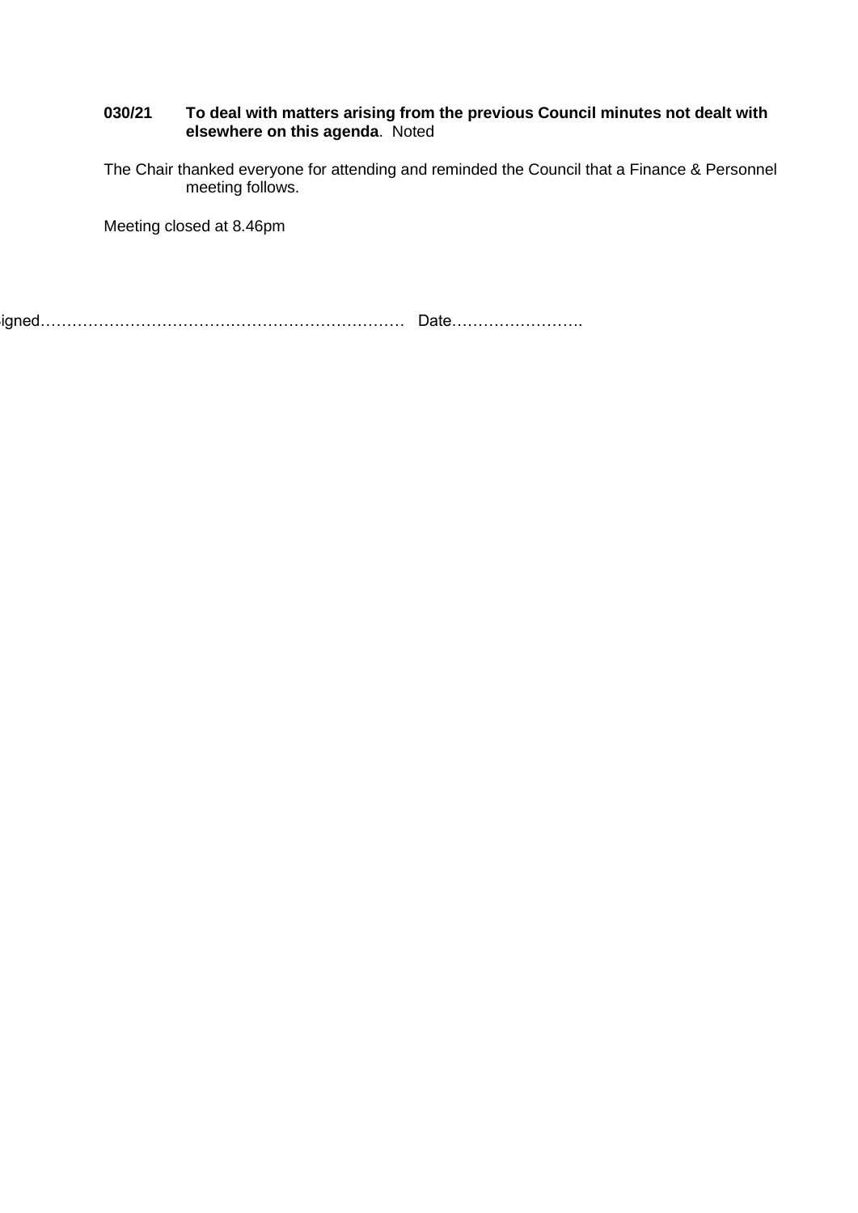**030/21 To deal with matters arising from the previous Council minutes not dealt with elsewhere on this agenda**. Noted

The Chair thanked everyone for attending and reminded the Council that a Finance & Personnel meeting follows.

Meeting closed at 8.46pm

igned…………………………………………………………… Date…………………….